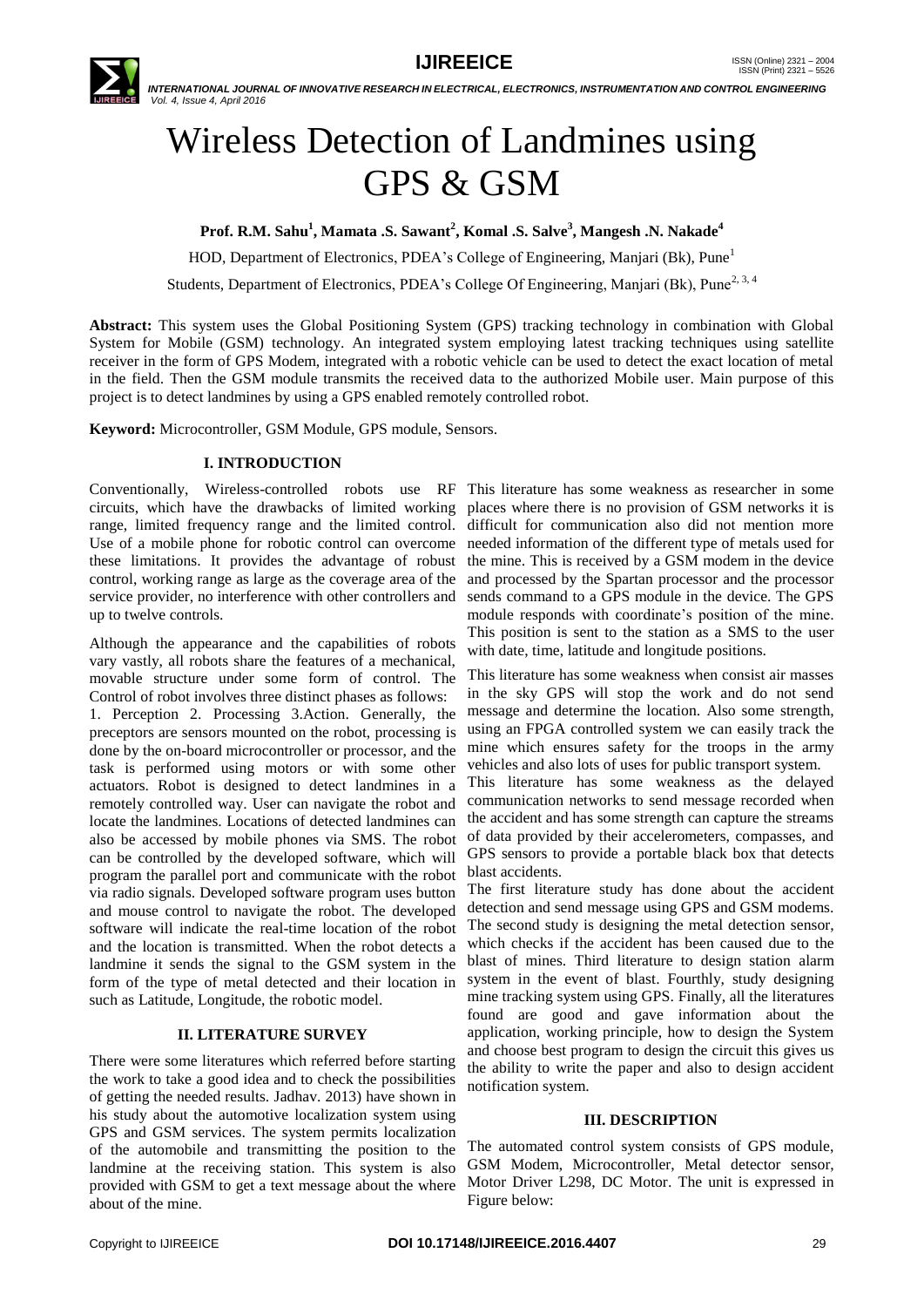# Wireless Detection of Landmines using GPS & GSM

**Prof. R.M. Sahu[1], Mamata .S. Sawant[2], Komal .S. Salve[3], Mangesh .N. Nakade[4]**

HOD, Department of Electronics, PDEA's College of Engineering, Manjari (Bk), Pune[1]

Students, Department of Electronics, PDEA's College Of Engineering, Manjari (Bk), Pune[2, 3, 4]

**Abstract:** This system uses the Global Positioning System (GPS) tracking technology in combination with Global System for Mobile (GSM) technology. An integrated system employing latest tracking techniques using satellite receiver in the form of GPS Modem, integrated with a robotic vehicle can be used to detect the exact location of metal in the field. Then the GSM module transmits the received data to the authorized Mobile user. Main purpose of this project is to detect landmines by using a GPS enabled remotely controlled robot.

**Keyword:** Microcontroller, GSM Module, GPS module, Sensors.

## I. INTRODUCTION

Conventionally, Wireless-controlled robots use RF circuits, which have the drawbacks of limited working range, limited frequency range and the limited control. Use of a mobile phone for robotic control can overcome these limitations. It provides the advantage of robust control, working range as large as the coverage area of the service provider, no interference with other controllers and up to twelve controls.

Although the appearance and the capabilities of robots vary vastly, all robots share the features of a mechanical, movable structure under some form of control. The Control of robot involves three distinct phases as follows:
1. Perception 2. Processing 3.Action. Generally, the preceptors are sensors mounted on the robot, processing is done by the on-board microcontroller or processor, and the task is performed using motors or with some other actuators. Robot is designed to detect landmines in a remotely controlled way. User can navigate the robot and locate the landmines. Locations of detected landmines can also be accessed by mobile phones via SMS. The robot can be controlled by the developed software, which will program the parallel port and communicate with the robot via radio signals. Developed software program uses button and mouse control to navigate the robot. The developed software will indicate the real-time location of the robot and the location is transmitted. When the robot detects a landmine it sends the signal to the GSM system in the form of the type of metal detected and their location in such as Latitude, Longitude, the robotic model.

## II. LITERATURE SURVEY

There were some literatures which referred before starting the work to take a good idea and to check the possibilities of getting the needed results. Jadhav. 2013) have shown in his study about the automotive localization system using GPS and GSM services. The system permits localization of the automobile and transmitting the position to the landmine at the receiving station. This system is also provided with GSM to get a text message about the where about of the mine.

This literature has some weakness as researcher in some places where there is no provision of GSM networks it is difficult for communication also did not mention more needed information of the different type of metals used for the mine. This is received by a GSM modem in the device and processed by the Spartan processor and the processor sends command to a GPS module in the device. The GPS module responds with coordinate's position of the mine. This position is sent to the station as a SMS to the user with date, time, latitude and longitude positions.

This literature has some weakness when consist air masses in the sky GPS will stop the work and do not send message and determine the location. Also some strength, using an FPGA controlled system we can easily track the mine which ensures safety for the troops in the army vehicles and also lots of uses for public transport system.
This literature has some weakness as the delayed communication networks to send message recorded when the accident and has some strength can capture the streams of data provided by their accelerometers, compasses, and GPS sensors to provide a portable black box that detects blast accidents.
The first literature study has done about the accident detection and send message using GPS and GSM modems. The second study is designing the metal detection sensor, which checks if the accident has been caused due to the blast of mines. Third literature to design station alarm system in the event of blast. Fourthly, study designing mine tracking system using GPS. Finally, all the literatures found are good and gave information about the application, working principle, how to design the System and choose best program to design the circuit this gives us the ability to write the paper and also to design accident notification system.

## III. DESCRIPTION

The automated control system consists of GPS module, GSM Modem, Microcontroller, Metal detector sensor, Motor Driver L298, DC Motor. The unit is expressed in Figure below: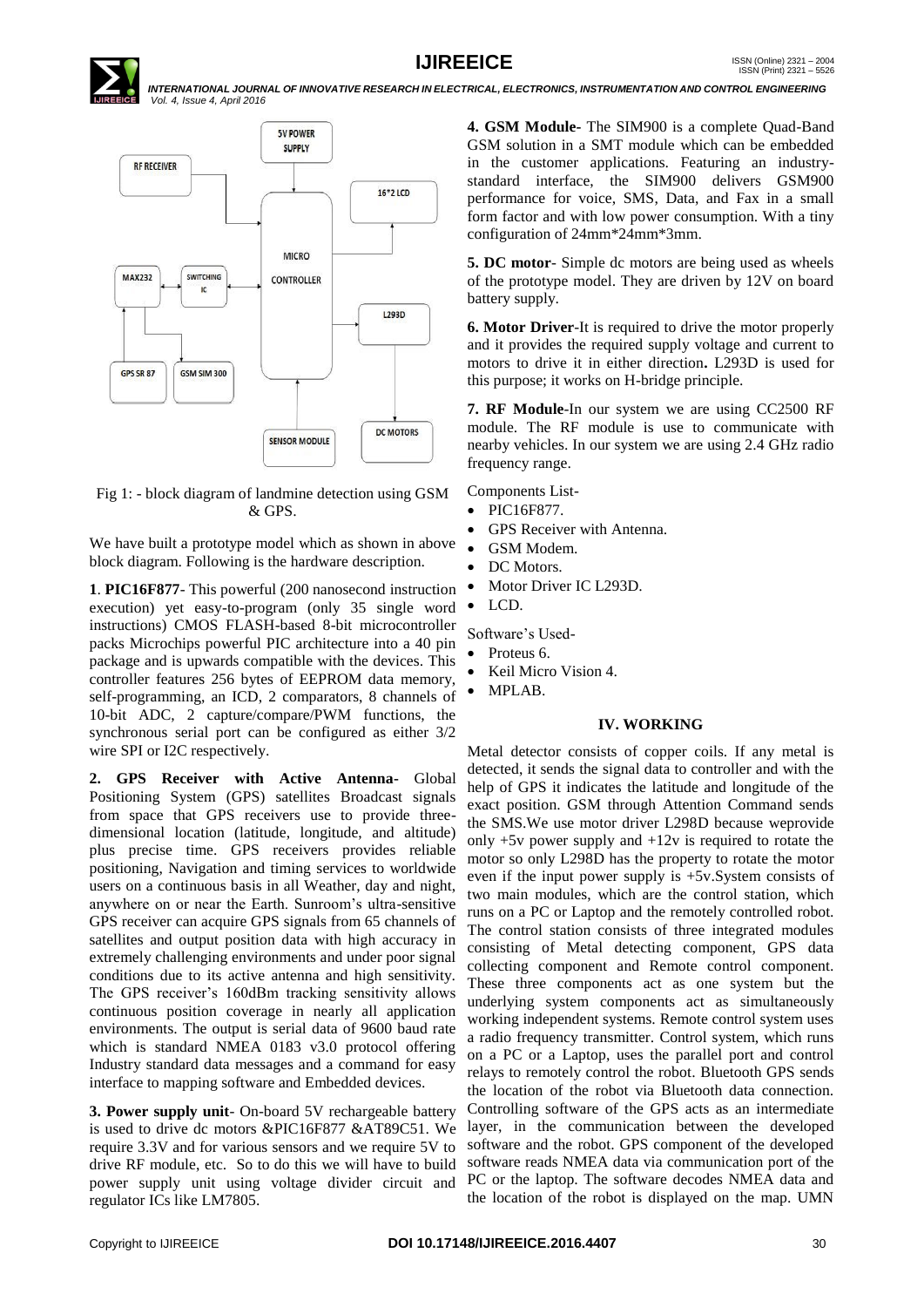Fig 1: - block diagram of landmine detection using GSM & GPS.

We have built a prototype model which as shown in above block diagram. Following is the hardware description.

**1**. **PIC16F877**- This powerful (200 nanosecond instruction execution) yet easy-to-program (only 35 single word instructions) CMOS FLASH-based 8-bit microcontroller packs Microchips powerful PIC architecture into a 40 pin package and is upwards compatible with the devices. This controller features 256 bytes of EEPROM data memory, self-programming, an ICD, 2 comparators, 8 channels of 10-bit ADC, 2 capture/compare/PWM functions, the synchronous serial port can be configured as either 3/2 wire SPI or I2C respectively.

**2. GPS Receiver with Active Antenna**- Global Positioning System (GPS) satellites Broadcast signals from space that GPS receivers use to provide three-dimensional location (latitude, longitude, and altitude) plus precise time. GPS receivers provides reliable positioning, Navigation and timing services to worldwide users on a continuous basis in all Weather, day and night, anywhere on or near the Earth. Sunroom's ultra-sensitive GPS receiver can acquire GPS signals from 65 channels of satellites and output position data with high accuracy in extremely challenging environments and under poor signal conditions due to its active antenna and high sensitivity. The GPS receiver's 160dBm tracking sensitivity allows continuous position coverage in nearly all application environments. The output is serial data of 9600 baud rate which is standard NMEA 0183 v3.0 protocol offering Industry standard data messages and a command for easy interface to mapping software and Embedded devices.

**3. Power supply unit**- On-board 5V rechargeable battery is used to drive dc motors &PIC16F877 &AT89C51. We require 3.3V and for various sensors and we require 5V to drive RF module, etc. So to do this we will have to build power supply unit using voltage divider circuit and regulator ICs like LM7805.

**4. GSM Module**- The SIM900 is a complete Quad-Band GSM solution in a SMT module which can be embedded in the customer applications. Featuring an industry-standard interface, the SIM900 delivers GSM900 performance for voice, SMS, Data, and Fax in a small form factor and with low power consumption. With a tiny configuration of 24mm*24mm*3mm.

**5. DC motor**- Simple dc motors are being used as wheels of the prototype model. They are driven by 12V on board battery supply.

**6. Motor Driver**-It is required to drive the motor properly and it provides the required supply voltage and current to motors to drive it in either direction**.** L293D is used for this purpose; it works on H-bridge principle.

**7. RF Module**-In our system we are using CC2500 RF module. The RF module is use to communicate with nearby vehicles. In our system we are using 2.4 GHz radio frequency range.

Components List-

- PIC16F877.
- GPS Receiver with Antenna.
- GSM Modem.
- DC Motors.
- Motor Driver IC L293D.
- LCD.

Software's Used-

- Proteus 6.
- Keil Micro Vision 4.
- MPLAB.

## IV. WORKING

Metal detector consists of copper coils. If any metal is detected, it sends the signal data to controller and with the help of GPS it indicates the latitude and longitude of the exact position. GSM through Attention Command sends the SMS.We use motor driver L298D because weprovide only +5v power supply and +12v is required to rotate the motor so only L298D has the property to rotate the motor even if the input power supply is +5v.System consists of two main modules, which are the control station, which runs on a PC or Laptop and the remotely controlled robot. The control station consists of three integrated modules consisting of Metal detecting component, GPS data collecting component and Remote control component. These three components act as one system but the underlying system components act as simultaneously working independent systems. Remote control system uses a radio frequency transmitter. Control system, which runs on a PC or a Laptop, uses the parallel port and control relays to remotely control the robot. Bluetooth GPS sends the location of the robot via Bluetooth data connection. Controlling software of the GPS acts as an intermediate layer, in the communication between the developed software and the robot. GPS component of the developed software reads NMEA data via communication port of the PC or the laptop. The software decodes NMEA data and the location of the robot is displayed on the map. UMN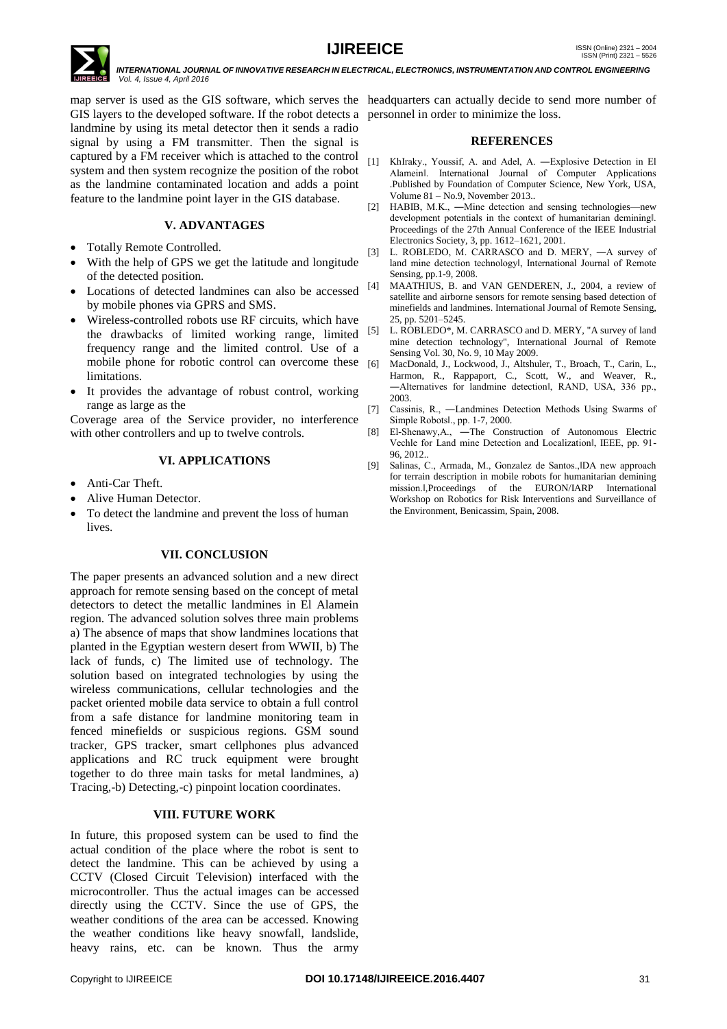map server is used as the GIS software, which serves the GIS layers to the developed software. If the robot detects a landmine by using its metal detector then it sends a radio signal by using a FM transmitter. Then the signal is captured by a FM receiver which is attached to the control system and then system recognize the position of the robot as the landmine contaminated location and adds a point feature to the landmine point layer in the GIS database.

## V. ADVANTAGES

- Totally Remote Controlled.
- With the help of GPS we get the latitude and longitude of the detected position.
- Locations of detected landmines can also be accessed by mobile phones via GPRS and SMS.
- Wireless-controlled robots use RF circuits, which have the drawbacks of limited working range, limited frequency range and the limited control. Use of a mobile phone for robotic control can overcome these limitations.
- It provides the advantage of robust control, working range as large as the

Coverage area of the Service provider, no interference with other controllers and up to twelve controls.

## VI. APPLICATIONS

- Anti-Car Theft.
- Alive Human Detector.
- To detect the landmine and prevent the loss of human lives.

## VII. CONCLUSION

The paper presents an advanced solution and a new direct approach for remote sensing based on the concept of metal detectors to detect the metallic landmines in El Alamein region. The advanced solution solves three main problems a) The absence of maps that show landmines locations that planted in the Egyptian western desert from WWII, b) The lack of funds, c) The limited use of technology. The solution based on integrated technologies by using the wireless communications, cellular technologies and the packet oriented mobile data service to obtain a full control from a safe distance for landmine monitoring team in fenced minefields or suspicious regions. GSM sound tracker, GPS tracker, smart cellphones plus advanced applications and RC truck equipment were brought together to do three main tasks for metal landmines, a) Tracing,-b) Detecting,-c) pinpoint location coordinates.

## VIII. FUTURE WORK

In future, this proposed system can be used to find the actual condition of the place where the robot is sent to detect the landmine. This can be achieved by using a CCTV (Closed Circuit Television) interfaced with the microcontroller. Thus the actual images can be accessed directly using the CCTV. Since the use of GPS, the weather conditions of the area can be accessed. Knowing the weather conditions like heavy snowfall, landslide, heavy rains, etc. can be known. Thus the army headquarters can actually decide to send more number of personnel in order to minimize the loss.

## REFERENCES

[1] KhIraky., Youssif, A. and Adel, A. ―Explosive Detection in El Alamein‖. International Journal of Computer Applications .Published by Foundation of Computer Science, New York, USA, Volume 81 – No.9, November 2013..

[2] HABIB, M.K., ―Mine detection and sensing technologies—new development potentials in the context of humanitarian demining‖. Proceedings of the 27th Annual Conference of the IEEE Industrial Electronics Society, 3, pp. 1612–1621, 2001.

[3] L. ROBLEDO, M. CARRASCO and D. MERY, ―A survey of land mine detection technology‖, International Journal of Remote Sensing, pp.1-9, 2008.

[4] MAATHIUS, B. and VAN GENDEREN, J., 2004, a review of satellite and airborne sensors for remote sensing based detection of minefields and landmines. International Journal of Remote Sensing, 25, pp. 5201–5245.

[5] L. ROBLEDO*, M. CARRASCO and D. MERY, "A survey of land mine detection technology", International Journal of Remote Sensing Vol. 30, No. 9, 10 May 2009.

[6] MacDonald, J., Lockwood, J., Altshuler, T., Broach, T., Carin, L., Harmon, R., Rappaport, C., Scott, W., and Weaver, R., ―Alternatives for landmine detection‖, RAND, USA, 336 pp., 2003.

[7] Cassinis, R., ―Landmines Detection Methods Using Swarms of Simple Robots‖., pp. 1-7, 2000.

[8] El-Shenawy,A., ―The Construction of Autonomous Electric Vechle for Land mine Detection and Localization‖, IEEE, pp. 91-96, 2012..

[9] Salinas, C., Armada, M., Gonzalez de Santos.,‖DA new approach for terrain description in mobile robots for humanitarian demining mission.‖,Proceedings of the EURON/IARP International Workshop on Robotics for Risk Interventions and Surveillance of the Environment, Benicassim, Spain, 2008.